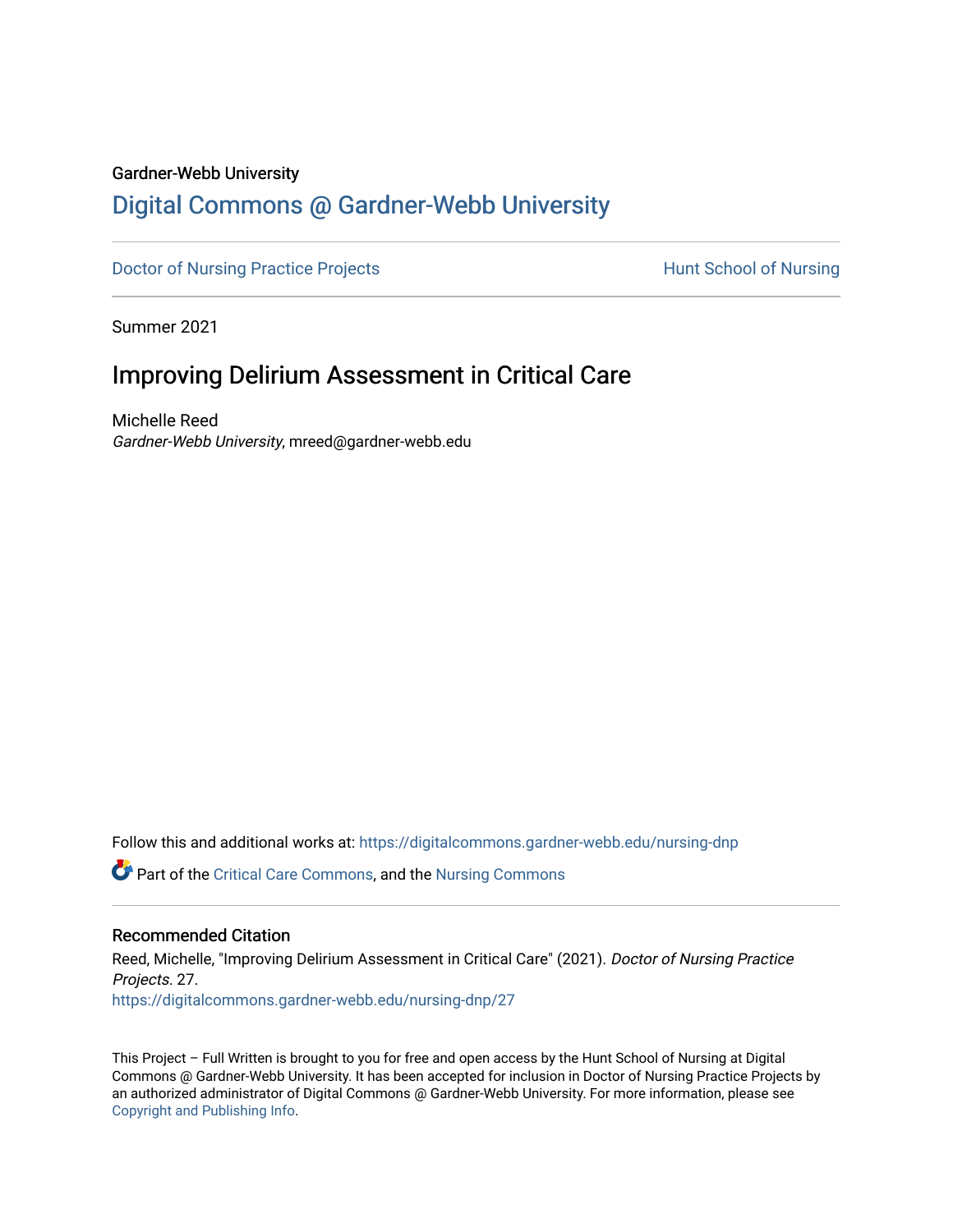Gardner-Webb University

# Digital Commons @ Gardner-Webb University

Doctor of Nursing Practice Projects | Hunt School of Nursing

Summer 2021

## Improving Delirium Assessment in Critical Care

Michelle Reed
*Gardner-Webb University*, mreed@gardner-webb.edu

Follow this and additional works at: https://digitalcommons.gardner-webb.edu/nursing-dnp

Part of the Critical Care Commons, and the Nursing Commons

### Recommended Citation

Reed, Michelle, "Improving Delirium Assessment in Critical Care" (2021). *Doctor of Nursing Practice Projects*. 27.
https://digitalcommons.gardner-webb.edu/nursing-dnp/27

This Project – Full Written is brought to you for free and open access by the Hunt School of Nursing at Digital Commons @ Gardner-Webb University. It has been accepted for inclusion in Doctor of Nursing Practice Projects by an authorized administrator of Digital Commons @ Gardner-Webb University. For more information, please see Copyright and Publishing Info.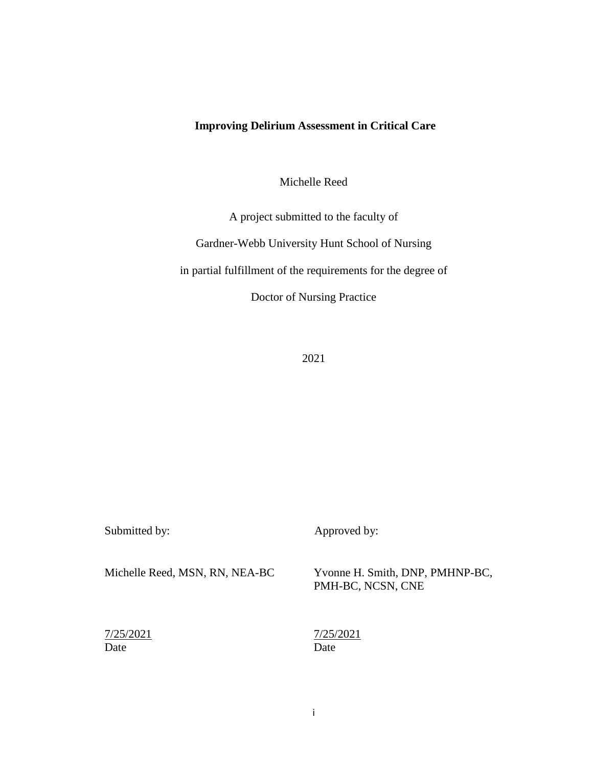**Improving Delirium Assessment in Critical Care**

Michelle Reed

A project submitted to the faculty of

Gardner-Webb University Hunt School of Nursing

in partial fulfillment of the requirements for the degree of

Doctor of Nursing Practice

2021

| Submitted by: | Approved by: |
|---|---|
| Michelle Reed, MSN, RN, NEA-BC | Yvonne H. Smith, DNP, PMHNP-BC, PMH-BC, NCSN, CNE |
| 7/25/2021<br>Date | 7/25/2021<br>Date |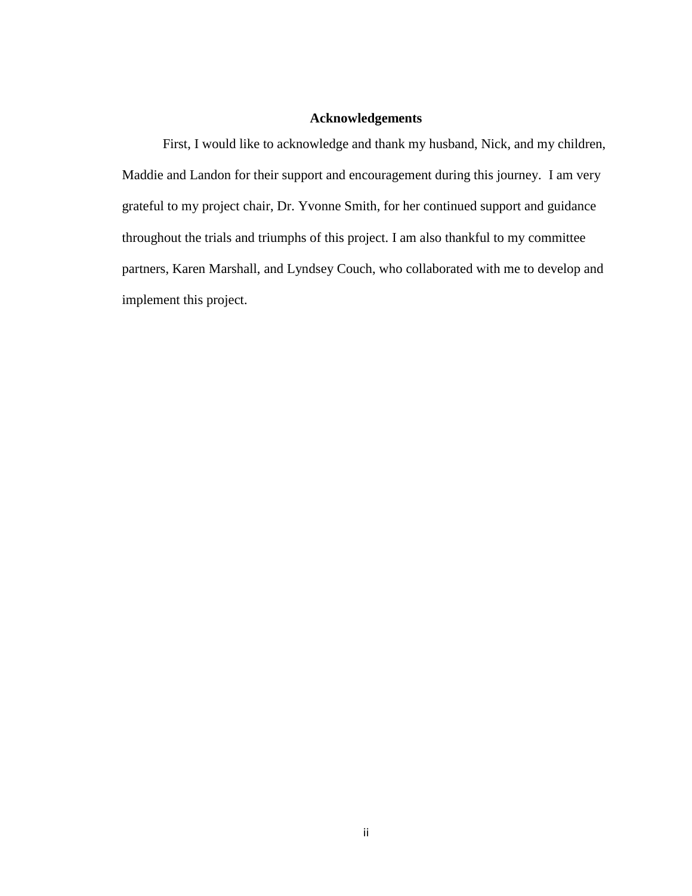## Acknowledgements

First, I would like to acknowledge and thank my husband, Nick, and my children, Maddie and Landon for their support and encouragement during this journey. I am very grateful to my project chair, Dr. Yvonne Smith, for her continued support and guidance throughout the trials and triumphs of this project. I am also thankful to my committee partners, Karen Marshall, and Lyndsey Couch, who collaborated with me to develop and implement this project.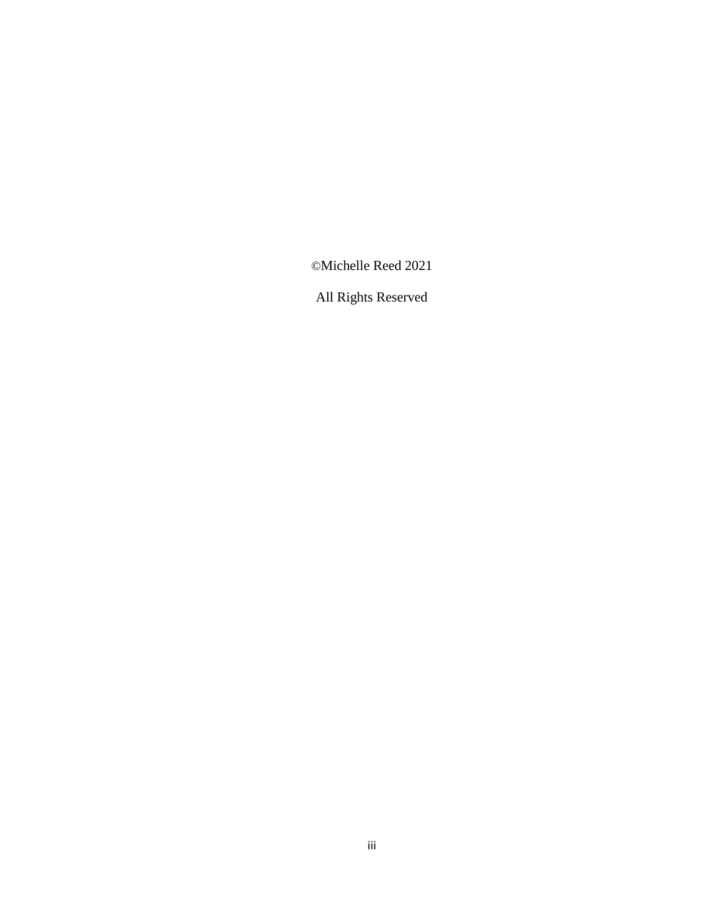©Michelle Reed 2021

All Rights Reserved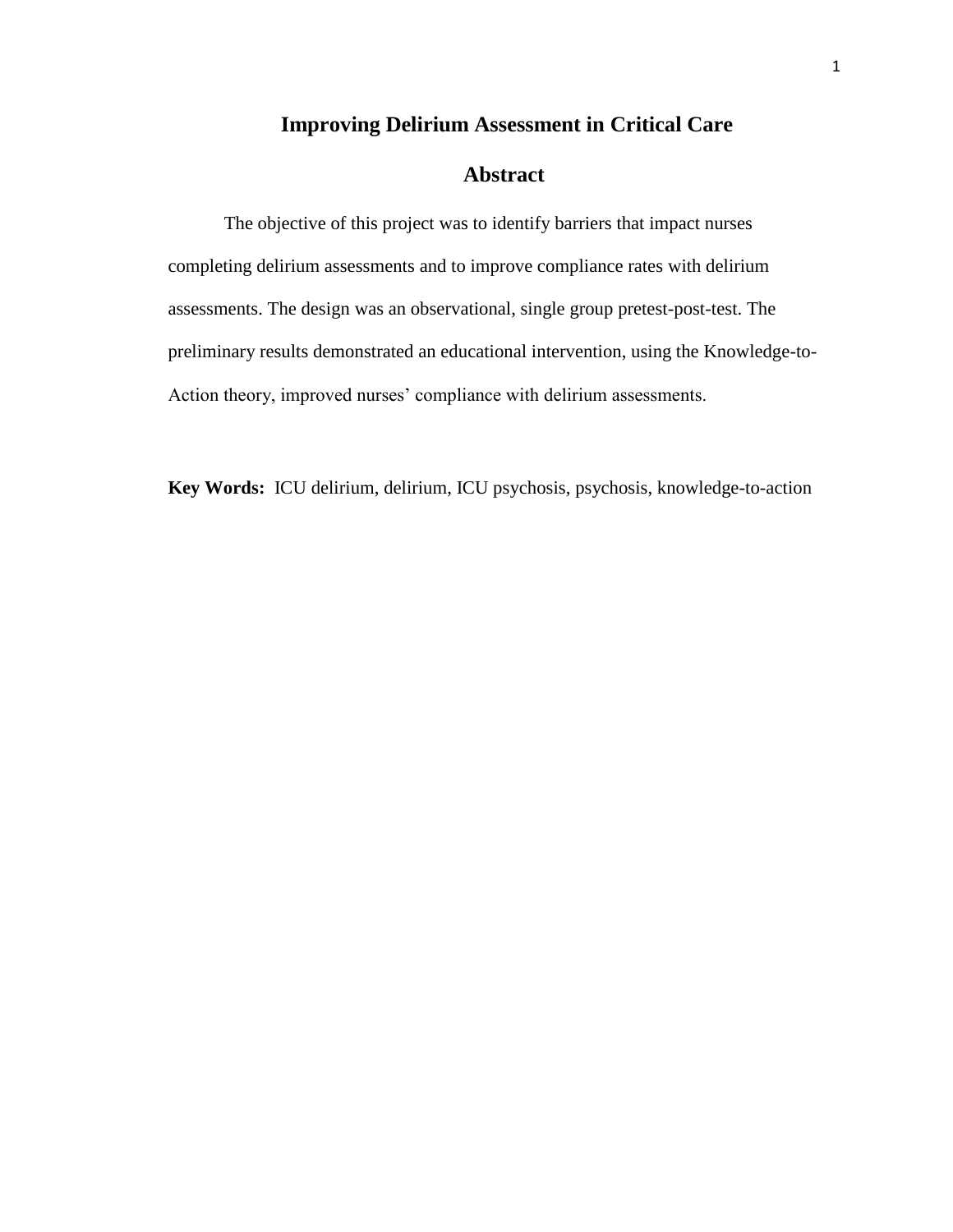# Improving Delirium Assessment in Critical Care

## Abstract

The objective of this project was to identify barriers that impact nurses completing delirium assessments and to improve compliance rates with delirium assessments. The design was an observational, single group pretest-post-test. The preliminary results demonstrated an educational intervention, using the Knowledge-to-Action theory, improved nurses' compliance with delirium assessments.

**Key Words:** ICU delirium, delirium, ICU psychosis, psychosis, knowledge-to-action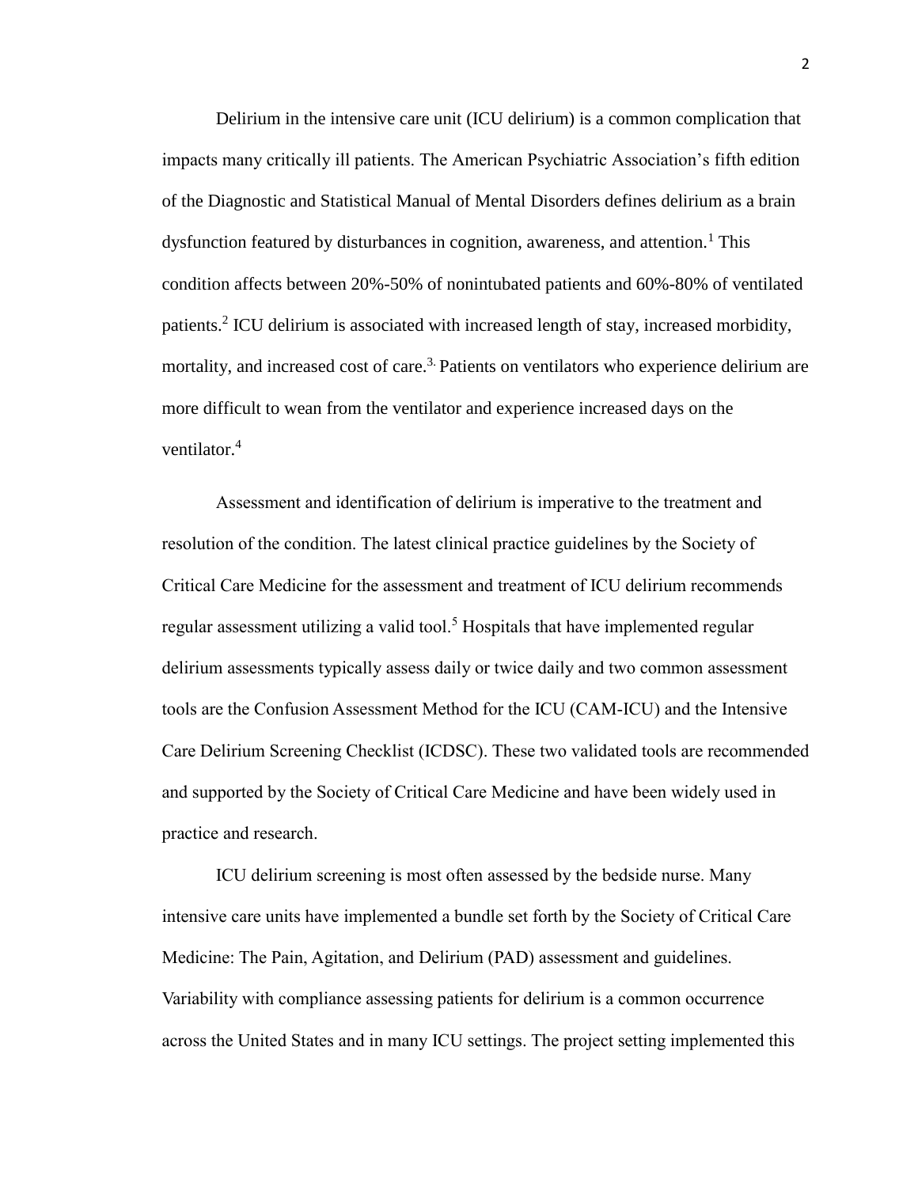Delirium in the intensive care unit (ICU delirium) is a common complication that impacts many critically ill patients. The American Psychiatric Association's fifth edition of the Diagnostic and Statistical Manual of Mental Disorders defines delirium as a brain dysfunction featured by disturbances in cognition, awareness, and attention.[1] This condition affects between 20%-50% of nonintubated patients and 60%-80% of ventilated patients.[2] ICU delirium is associated with increased length of stay, increased morbidity, mortality, and increased cost of care.[3.] Patients on ventilators who experience delirium are more difficult to wean from the ventilator and experience increased days on the ventilator.[4]

Assessment and identification of delirium is imperative to the treatment and resolution of the condition. The latest clinical practice guidelines by the Society of Critical Care Medicine for the assessment and treatment of ICU delirium recommends regular assessment utilizing a valid tool.[5] Hospitals that have implemented regular delirium assessments typically assess daily or twice daily and two common assessment tools are the Confusion Assessment Method for the ICU (CAM-ICU) and the Intensive Care Delirium Screening Checklist (ICDSC). These two validated tools are recommended and supported by the Society of Critical Care Medicine and have been widely used in practice and research.

ICU delirium screening is most often assessed by the bedside nurse. Many intensive care units have implemented a bundle set forth by the Society of Critical Care Medicine: The Pain, Agitation, and Delirium (PAD) assessment and guidelines. Variability with compliance assessing patients for delirium is a common occurrence across the United States and in many ICU settings. The project setting implemented this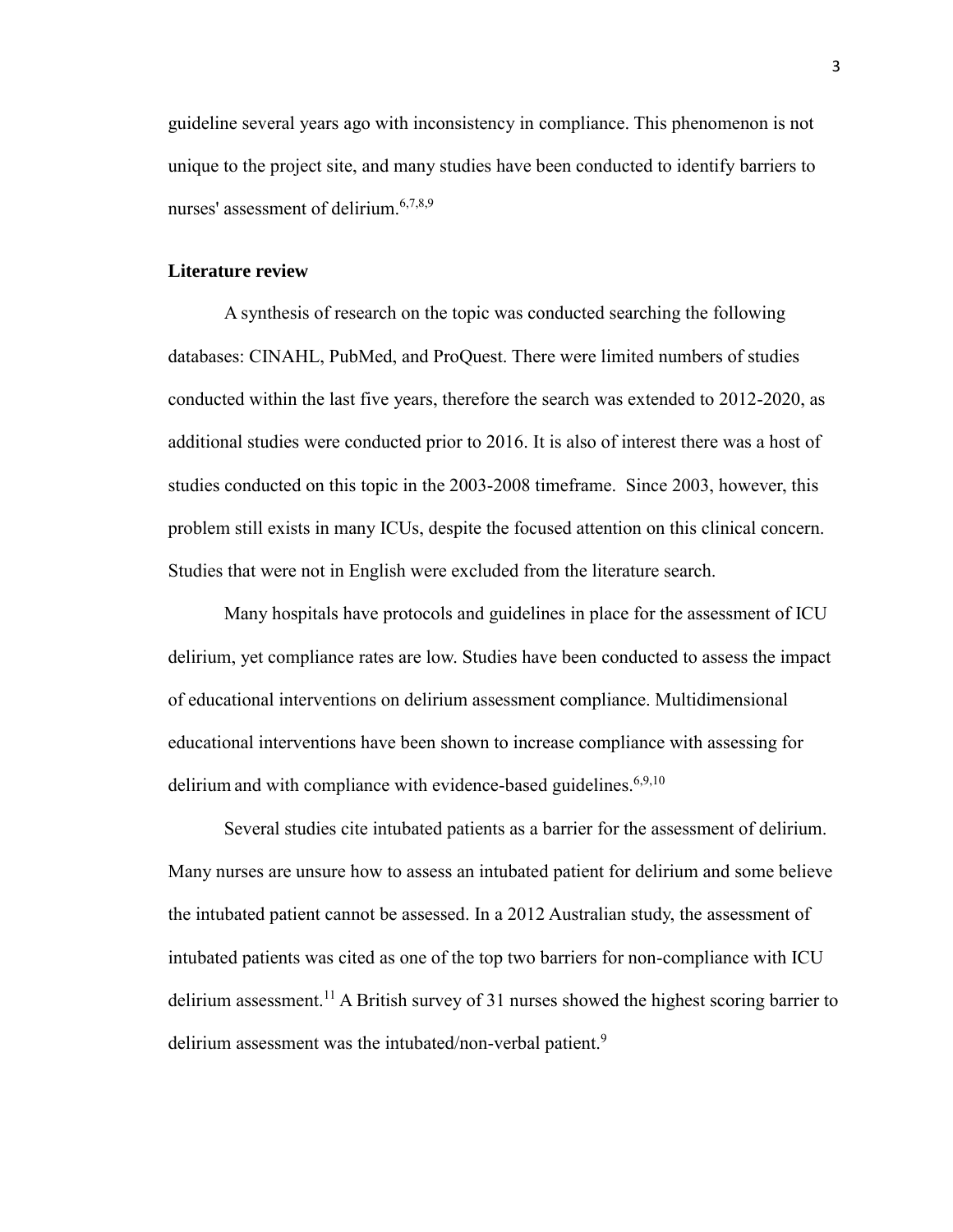guideline several years ago with inconsistency in compliance. This phenomenon is not unique to the project site, and many studies have been conducted to identify barriers to nurses' assessment of delirium.[6,7,8,9]

## Literature review

A synthesis of research on the topic was conducted searching the following databases: CINAHL, PubMed, and ProQuest. There were limited numbers of studies conducted within the last five years, therefore the search was extended to 2012-2020, as additional studies were conducted prior to 2016. It is also of interest there was a host of studies conducted on this topic in the 2003-2008 timeframe. Since 2003, however, this problem still exists in many ICUs, despite the focused attention on this clinical concern. Studies that were not in English were excluded from the literature search.

Many hospitals have protocols and guidelines in place for the assessment of ICU delirium, yet compliance rates are low. Studies have been conducted to assess the impact of educational interventions on delirium assessment compliance. Multidimensional educational interventions have been shown to increase compliance with assessing for delirium and with compliance with evidence-based guidelines.[6,9,10]

Several studies cite intubated patients as a barrier for the assessment of delirium. Many nurses are unsure how to assess an intubated patient for delirium and some believe the intubated patient cannot be assessed. In a 2012 Australian study, the assessment of intubated patients was cited as one of the top two barriers for non-compliance with ICU delirium assessment.[11] A British survey of 31 nurses showed the highest scoring barrier to delirium assessment was the intubated/non-verbal patient.[9]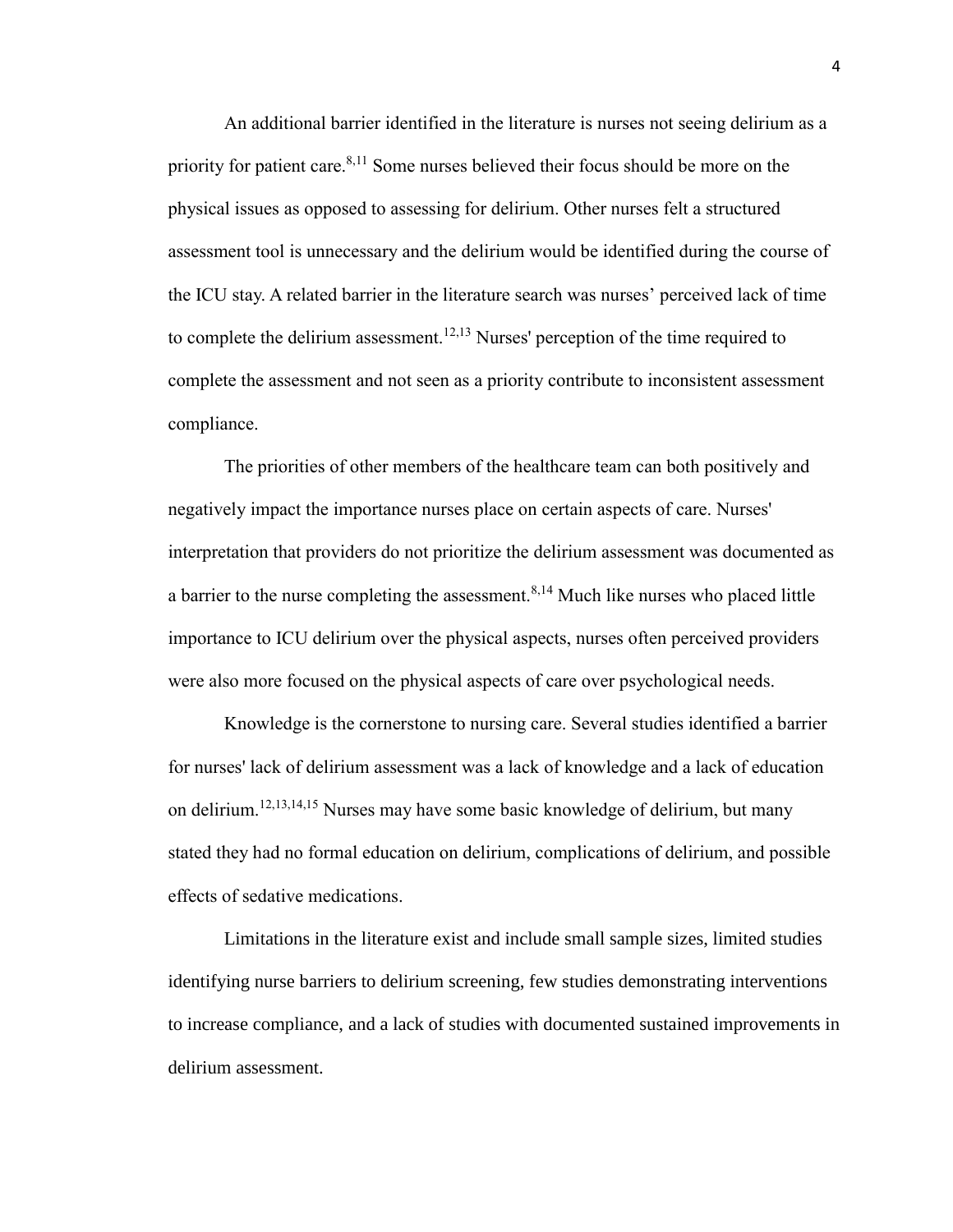An additional barrier identified in the literature is nurses not seeing delirium as a priority for patient care.[8,11] Some nurses believed their focus should be more on the physical issues as opposed to assessing for delirium. Other nurses felt a structured assessment tool is unnecessary and the delirium would be identified during the course of the ICU stay. A related barrier in the literature search was nurses' perceived lack of time to complete the delirium assessment.[12,13] Nurses' perception of the time required to complete the assessment and not seen as a priority contribute to inconsistent assessment compliance.

The priorities of other members of the healthcare team can both positively and negatively impact the importance nurses place on certain aspects of care. Nurses' interpretation that providers do not prioritize the delirium assessment was documented as a barrier to the nurse completing the assessment.[8,14] Much like nurses who placed little importance to ICU delirium over the physical aspects, nurses often perceived providers were also more focused on the physical aspects of care over psychological needs.

Knowledge is the cornerstone to nursing care. Several studies identified a barrier for nurses' lack of delirium assessment was a lack of knowledge and a lack of education on delirium.[12,13,14,15] Nurses may have some basic knowledge of delirium, but many stated they had no formal education on delirium, complications of delirium, and possible effects of sedative medications.

Limitations in the literature exist and include small sample sizes, limited studies identifying nurse barriers to delirium screening, few studies demonstrating interventions to increase compliance, and a lack of studies with documented sustained improvements in delirium assessment.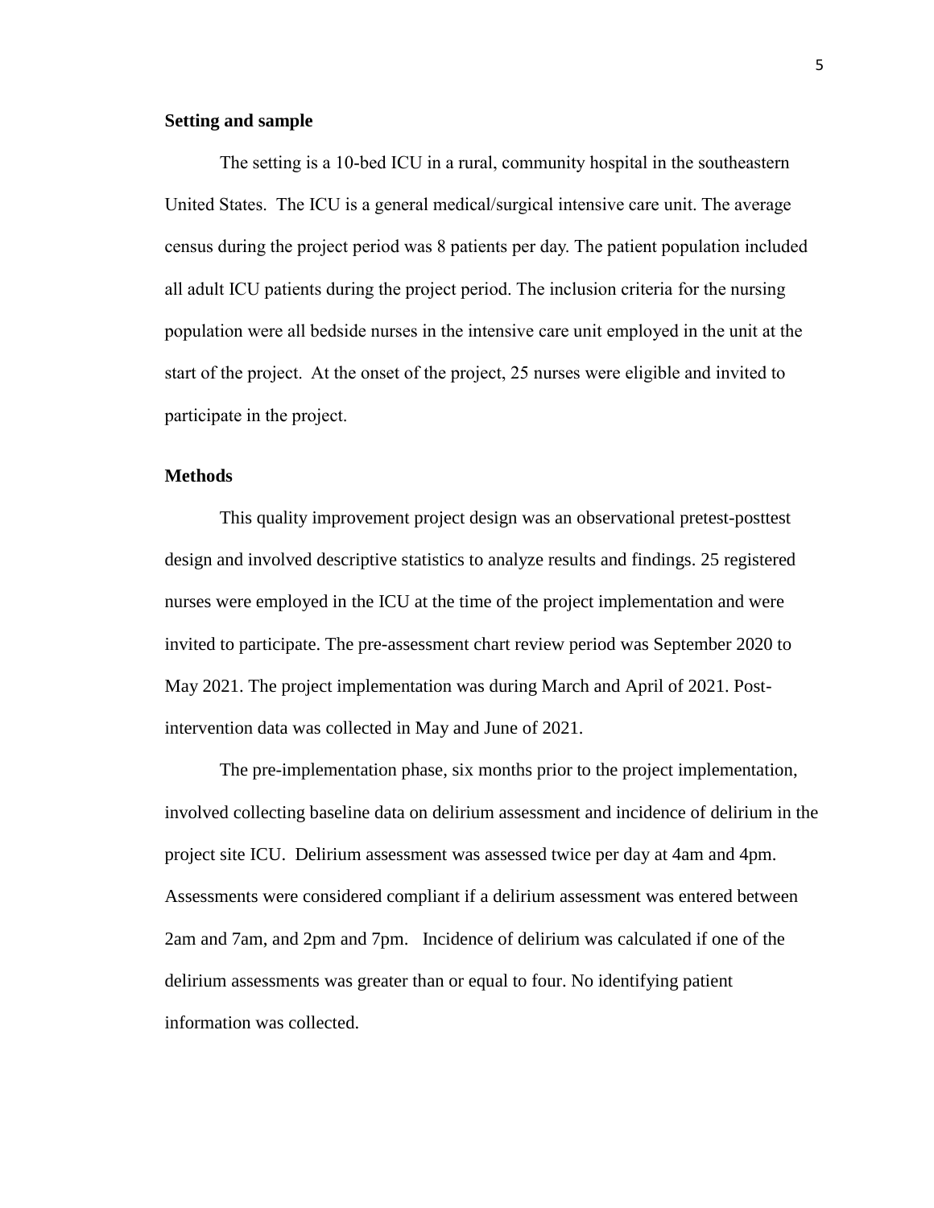## Setting and sample

The setting is a 10-bed ICU in a rural, community hospital in the southeastern United States. The ICU is a general medical/surgical intensive care unit. The average census during the project period was 8 patients per day. The patient population included all adult ICU patients during the project period. The inclusion criteria for the nursing population were all bedside nurses in the intensive care unit employed in the unit at the start of the project. At the onset of the project, 25 nurses were eligible and invited to participate in the project.

## Methods

This quality improvement project design was an observational pretest-posttest design and involved descriptive statistics to analyze results and findings. 25 registered nurses were employed in the ICU at the time of the project implementation and were invited to participate. The pre-assessment chart review period was September 2020 to May 2021. The project implementation was during March and April of 2021. Post-intervention data was collected in May and June of 2021.

The pre-implementation phase, six months prior to the project implementation, involved collecting baseline data on delirium assessment and incidence of delirium in the project site ICU. Delirium assessment was assessed twice per day at 4am and 4pm. Assessments were considered compliant if a delirium assessment was entered between 2am and 7am, and 2pm and 7pm. Incidence of delirium was calculated if one of the delirium assessments was greater than or equal to four. No identifying patient information was collected.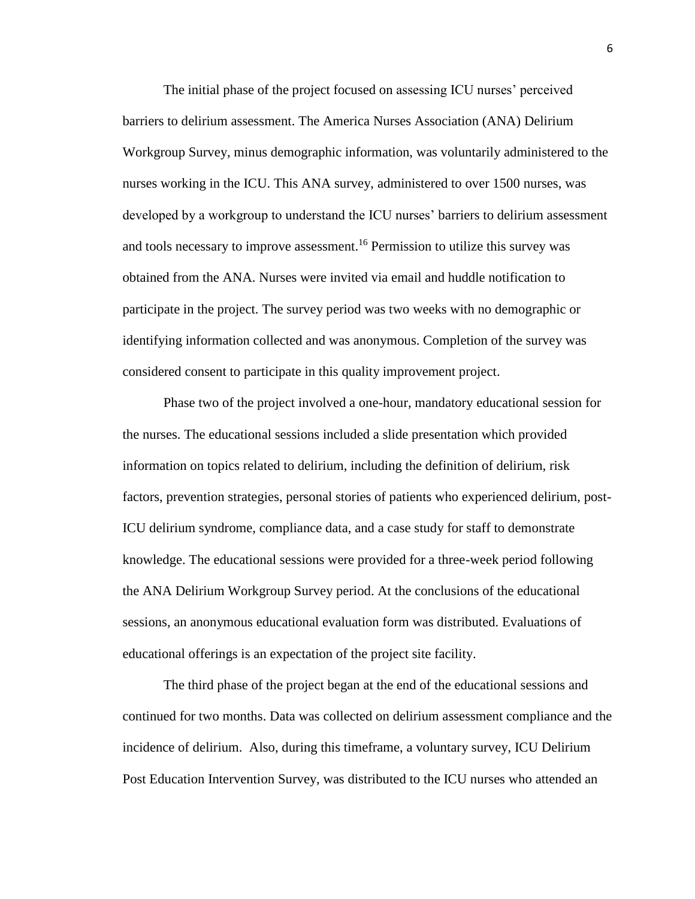The initial phase of the project focused on assessing ICU nurses' perceived barriers to delirium assessment. The America Nurses Association (ANA) Delirium Workgroup Survey, minus demographic information, was voluntarily administered to the nurses working in the ICU. This ANA survey, administered to over 1500 nurses, was developed by a workgroup to understand the ICU nurses' barriers to delirium assessment and tools necessary to improve assessment.[16] Permission to utilize this survey was obtained from the ANA. Nurses were invited via email and huddle notification to participate in the project. The survey period was two weeks with no demographic or identifying information collected and was anonymous. Completion of the survey was considered consent to participate in this quality improvement project.

Phase two of the project involved a one-hour, mandatory educational session for the nurses. The educational sessions included a slide presentation which provided information on topics related to delirium, including the definition of delirium, risk factors, prevention strategies, personal stories of patients who experienced delirium, post-ICU delirium syndrome, compliance data, and a case study for staff to demonstrate knowledge. The educational sessions were provided for a three-week period following the ANA Delirium Workgroup Survey period. At the conclusions of the educational sessions, an anonymous educational evaluation form was distributed. Evaluations of educational offerings is an expectation of the project site facility.

The third phase of the project began at the end of the educational sessions and continued for two months. Data was collected on delirium assessment compliance and the incidence of delirium. Also, during this timeframe, a voluntary survey, ICU Delirium Post Education Intervention Survey, was distributed to the ICU nurses who attended an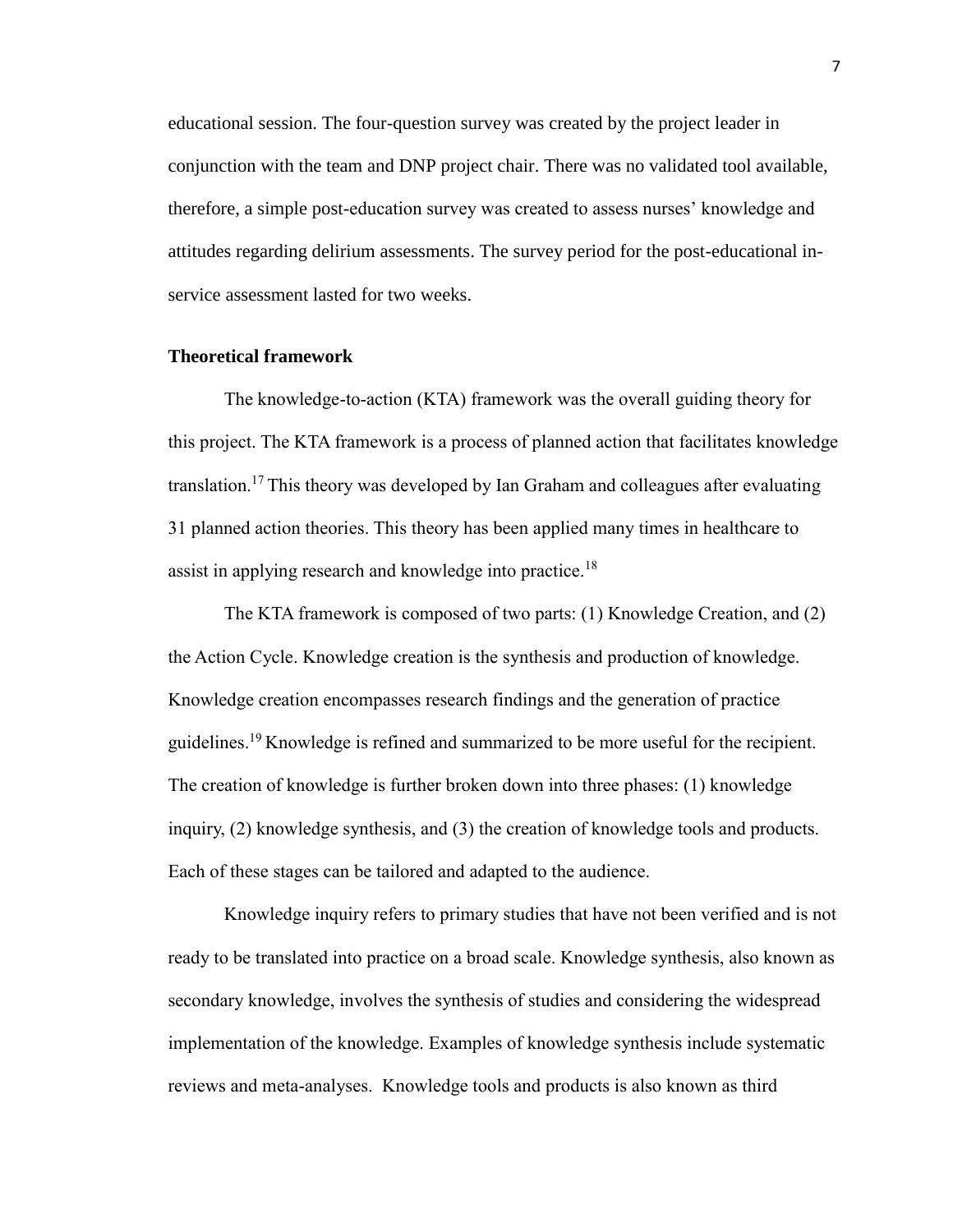educational session. The four-question survey was created by the project leader in conjunction with the team and DNP project chair. There was no validated tool available, therefore, a simple post-education survey was created to assess nurses' knowledge and attitudes regarding delirium assessments. The survey period for the post-educational in-service assessment lasted for two weeks.

### Theoretical framework

The knowledge-to-action (KTA) framework was the overall guiding theory for this project. The KTA framework is a process of planned action that facilitates knowledge translation.[17] This theory was developed by Ian Graham and colleagues after evaluating 31 planned action theories. This theory has been applied many times in healthcare to assist in applying research and knowledge into practice.[18]

The KTA framework is composed of two parts: (1) Knowledge Creation, and (2) the Action Cycle. Knowledge creation is the synthesis and production of knowledge. Knowledge creation encompasses research findings and the generation of practice guidelines.[19] Knowledge is refined and summarized to be more useful for the recipient. The creation of knowledge is further broken down into three phases: (1) knowledge inquiry, (2) knowledge synthesis, and (3) the creation of knowledge tools and products. Each of these stages can be tailored and adapted to the audience.

Knowledge inquiry refers to primary studies that have not been verified and is not ready to be translated into practice on a broad scale. Knowledge synthesis, also known as secondary knowledge, involves the synthesis of studies and considering the widespread implementation of the knowledge. Examples of knowledge synthesis include systematic reviews and meta-analyses. Knowledge tools and products is also known as third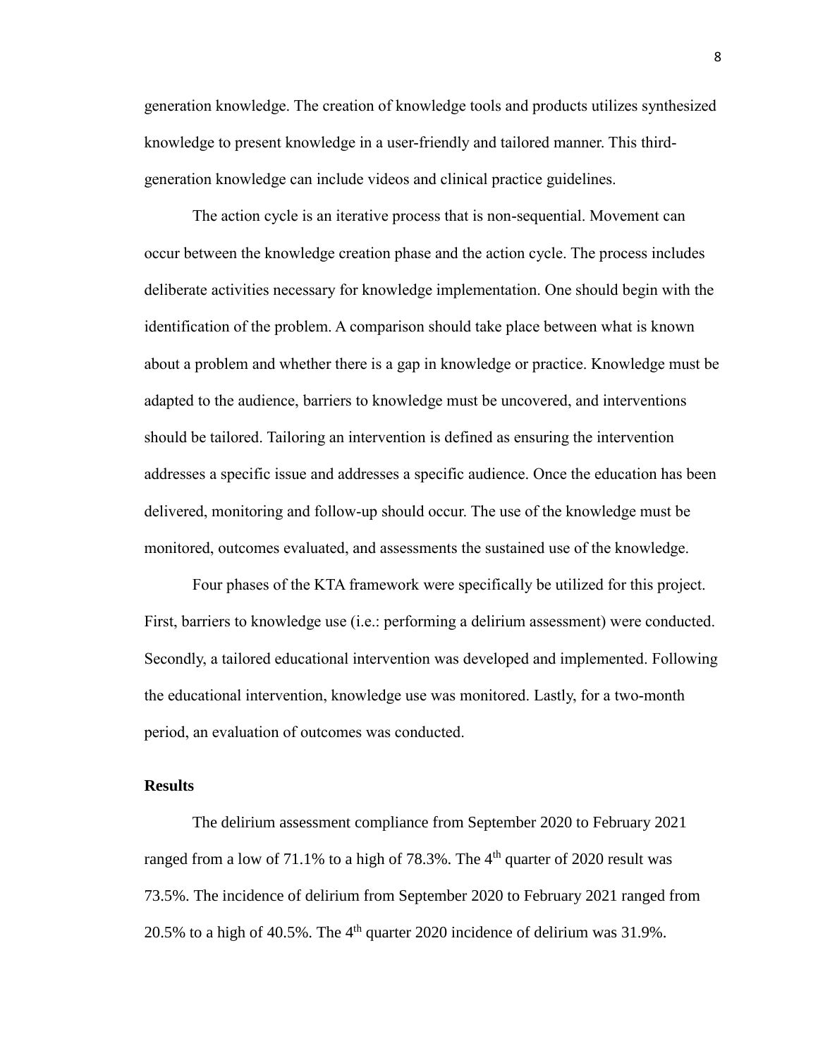generation knowledge. The creation of knowledge tools and products utilizes synthesized knowledge to present knowledge in a user-friendly and tailored manner. This third-generation knowledge can include videos and clinical practice guidelines.

The action cycle is an iterative process that is non-sequential. Movement can occur between the knowledge creation phase and the action cycle. The process includes deliberate activities necessary for knowledge implementation. One should begin with the identification of the problem. A comparison should take place between what is known about a problem and whether there is a gap in knowledge or practice. Knowledge must be adapted to the audience, barriers to knowledge must be uncovered, and interventions should be tailored. Tailoring an intervention is defined as ensuring the intervention addresses a specific issue and addresses a specific audience. Once the education has been delivered, monitoring and follow-up should occur. The use of the knowledge must be monitored, outcomes evaluated, and assessments the sustained use of the knowledge.

Four phases of the KTA framework were specifically be utilized for this project. First, barriers to knowledge use (i.e.: performing a delirium assessment) were conducted. Secondly, a tailored educational intervention was developed and implemented. Following the educational intervention, knowledge use was monitored. Lastly, for a two-month period, an evaluation of outcomes was conducted.

**Results**

The delirium assessment compliance from September 2020 to February 2021 ranged from a low of 71.1% to a high of 78.3%. The 4th quarter of 2020 result was 73.5%. The incidence of delirium from September 2020 to February 2021 ranged from 20.5% to a high of 40.5%. The 4th quarter 2020 incidence of delirium was 31.9%.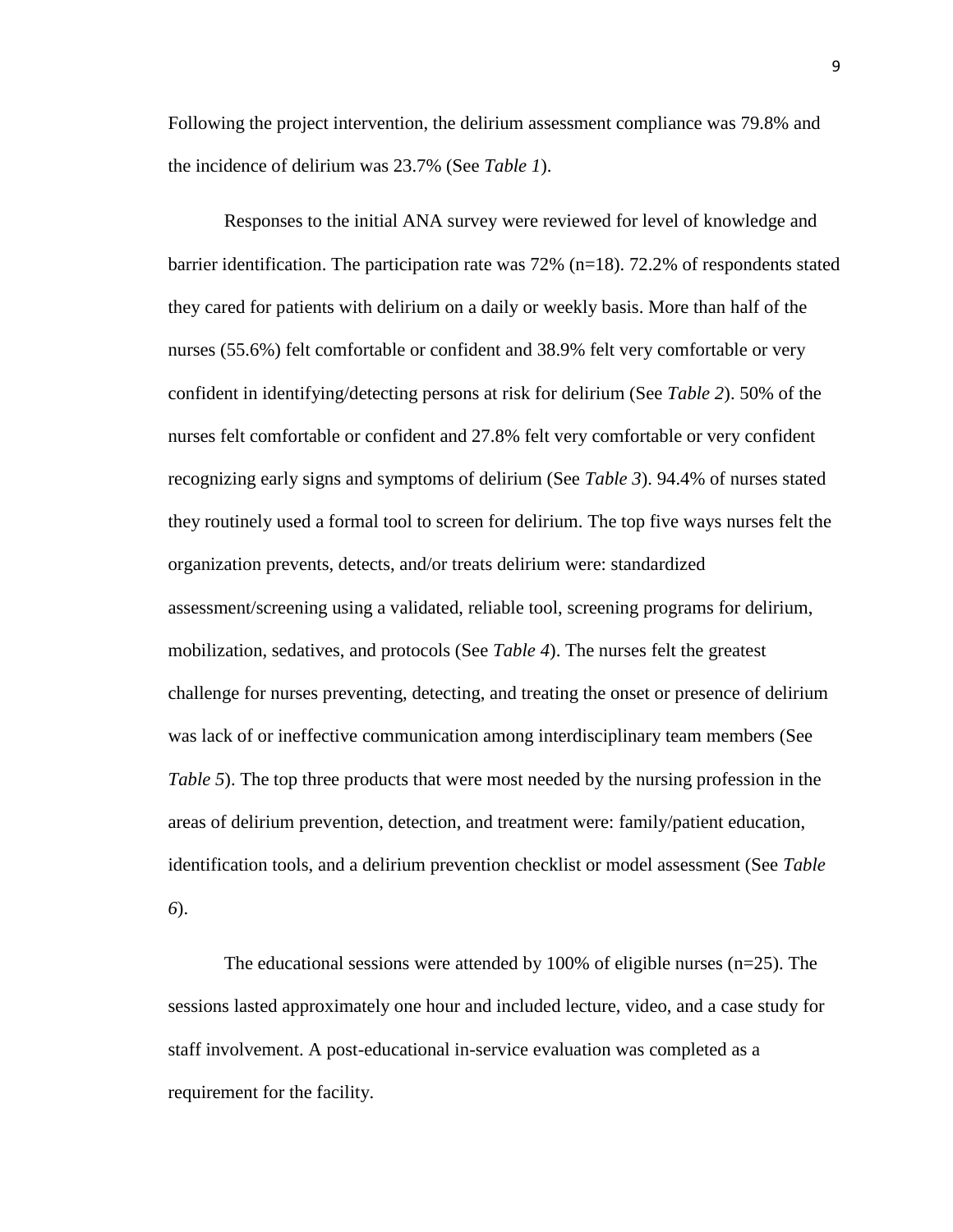Following the project intervention, the delirium assessment compliance was 79.8% and the incidence of delirium was 23.7% (See *Table 1*).

Responses to the initial ANA survey were reviewed for level of knowledge and barrier identification. The participation rate was 72% (n=18). 72.2% of respondents stated they cared for patients with delirium on a daily or weekly basis. More than half of the nurses (55.6%) felt comfortable or confident and 38.9% felt very comfortable or very confident in identifying/detecting persons at risk for delirium (See *Table 2*). 50% of the nurses felt comfortable or confident and 27.8% felt very comfortable or very confident recognizing early signs and symptoms of delirium (See *Table 3*). 94.4% of nurses stated they routinely used a formal tool to screen for delirium. The top five ways nurses felt the organization prevents, detects, and/or treats delirium were: standardized assessment/screening using a validated, reliable tool, screening programs for delirium, mobilization, sedatives, and protocols (See *Table 4*). The nurses felt the greatest challenge for nurses preventing, detecting, and treating the onset or presence of delirium was lack of or ineffective communication among interdisciplinary team members (See *Table 5*). The top three products that were most needed by the nursing profession in the areas of delirium prevention, detection, and treatment were: family/patient education, identification tools, and a delirium prevention checklist or model assessment (See *Table 6*).

The educational sessions were attended by 100% of eligible nurses (n=25). The sessions lasted approximately one hour and included lecture, video, and a case study for staff involvement. A post-educational in-service evaluation was completed as a requirement for the facility.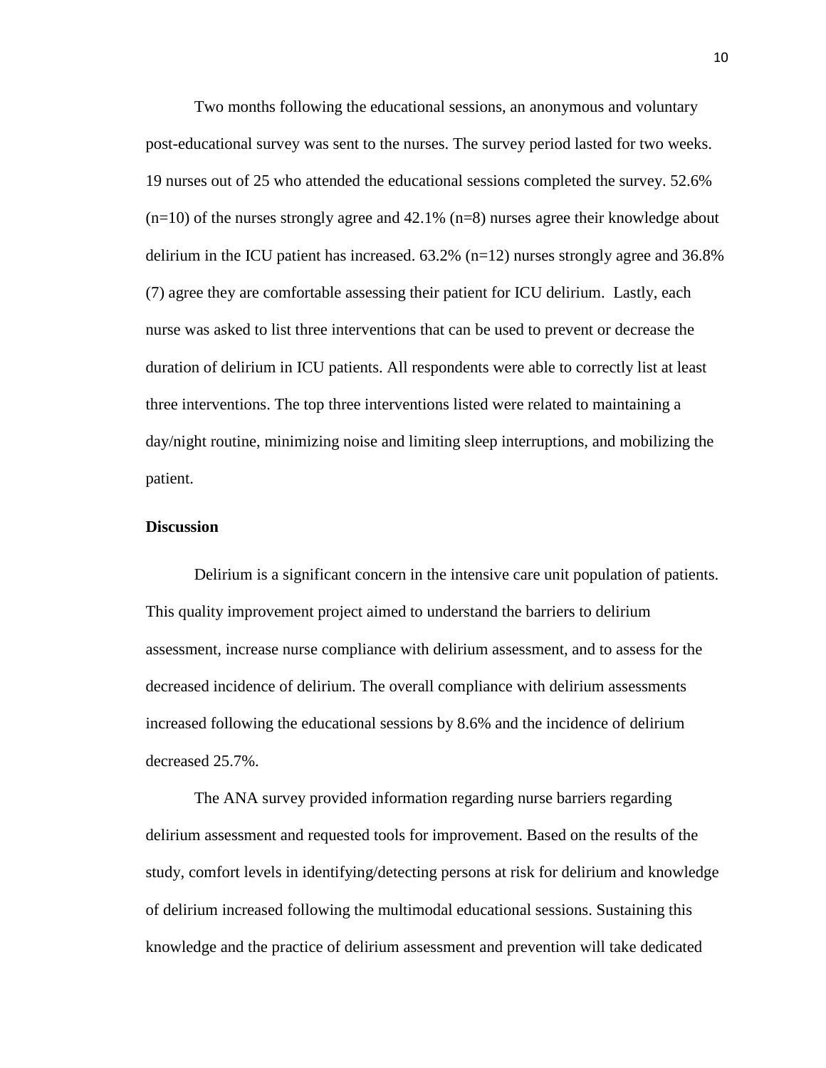Two months following the educational sessions, an anonymous and voluntary post-educational survey was sent to the nurses. The survey period lasted for two weeks. 19 nurses out of 25 who attended the educational sessions completed the survey. 52.6% (n=10) of the nurses strongly agree and 42.1% (n=8) nurses agree their knowledge about delirium in the ICU patient has increased. 63.2% (n=12) nurses strongly agree and 36.8% (7) agree they are comfortable assessing their patient for ICU delirium. Lastly, each nurse was asked to list three interventions that can be used to prevent or decrease the duration of delirium in ICU patients. All respondents were able to correctly list at least three interventions. The top three interventions listed were related to maintaining a day/night routine, minimizing noise and limiting sleep interruptions, and mobilizing the patient.

### Discussion

Delirium is a significant concern in the intensive care unit population of patients. This quality improvement project aimed to understand the barriers to delirium assessment, increase nurse compliance with delirium assessment, and to assess for the decreased incidence of delirium. The overall compliance with delirium assessments increased following the educational sessions by 8.6% and the incidence of delirium decreased 25.7%.

The ANA survey provided information regarding nurse barriers regarding delirium assessment and requested tools for improvement. Based on the results of the study, comfort levels in identifying/detecting persons at risk for delirium and knowledge of delirium increased following the multimodal educational sessions. Sustaining this knowledge and the practice of delirium assessment and prevention will take dedicated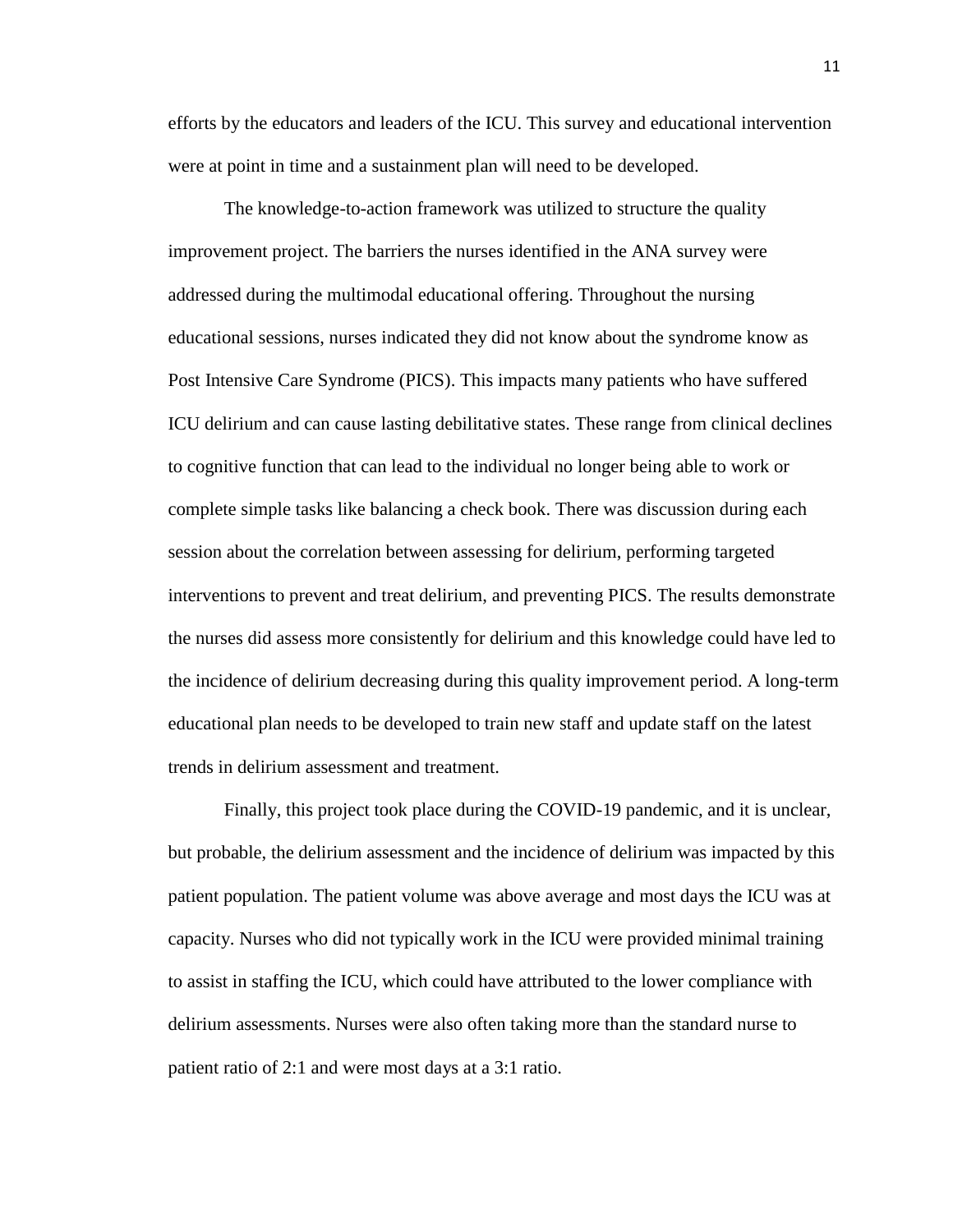efforts by the educators and leaders of the ICU. This survey and educational intervention were at point in time and a sustainment plan will need to be developed.

The knowledge-to-action framework was utilized to structure the quality improvement project. The barriers the nurses identified in the ANA survey were addressed during the multimodal educational offering. Throughout the nursing educational sessions, nurses indicated they did not know about the syndrome know as Post Intensive Care Syndrome (PICS). This impacts many patients who have suffered ICU delirium and can cause lasting debilitative states. These range from clinical declines to cognitive function that can lead to the individual no longer being able to work or complete simple tasks like balancing a check book. There was discussion during each session about the correlation between assessing for delirium, performing targeted interventions to prevent and treat delirium, and preventing PICS. The results demonstrate the nurses did assess more consistently for delirium and this knowledge could have led to the incidence of delirium decreasing during this quality improvement period. A long-term educational plan needs to be developed to train new staff and update staff on the latest trends in delirium assessment and treatment.

Finally, this project took place during the COVID-19 pandemic, and it is unclear, but probable, the delirium assessment and the incidence of delirium was impacted by this patient population. The patient volume was above average and most days the ICU was at capacity. Nurses who did not typically work in the ICU were provided minimal training to assist in staffing the ICU, which could have attributed to the lower compliance with delirium assessments. Nurses were also often taking more than the standard nurse to patient ratio of 2:1 and were most days at a 3:1 ratio.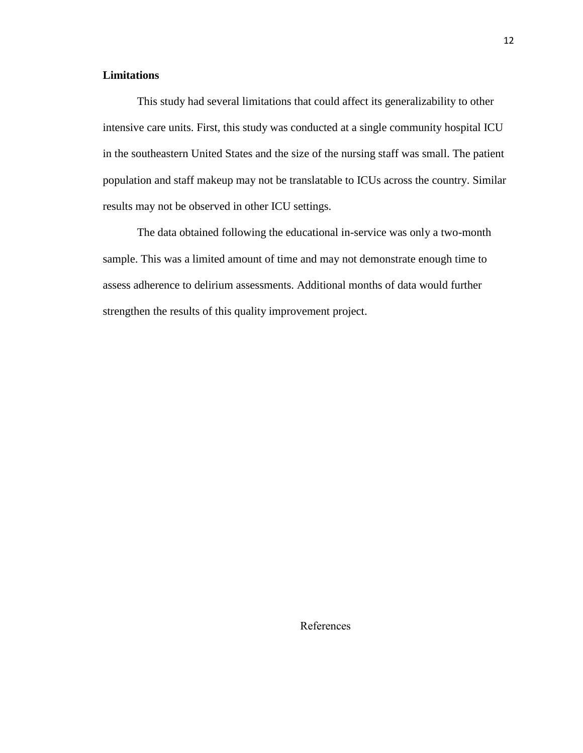## Limitations

This study had several limitations that could affect its generalizability to other intensive care units. First, this study was conducted at a single community hospital ICU in the southeastern United States and the size of the nursing staff was small. The patient population and staff makeup may not be translatable to ICUs across the country. Similar results may not be observed in other ICU settings.

The data obtained following the educational in-service was only a two-month sample. This was a limited amount of time and may not demonstrate enough time to assess adherence to delirium assessments. Additional months of data would further strengthen the results of this quality improvement project.

## References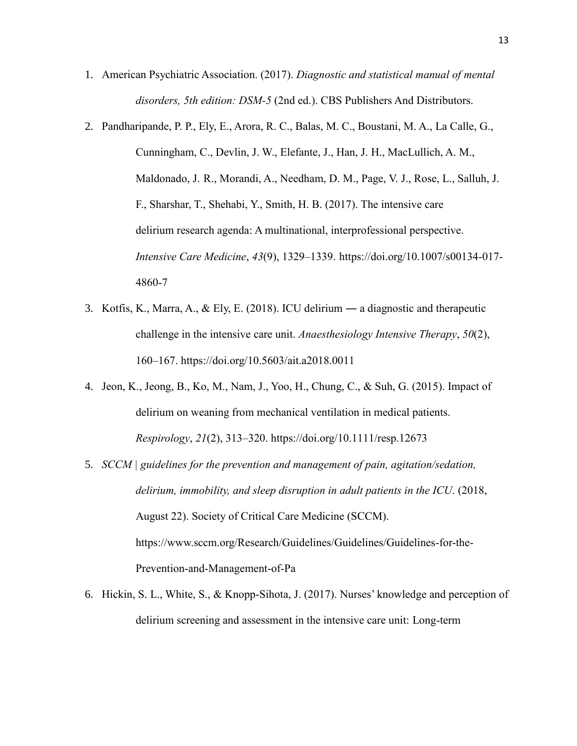1. American Psychiatric Association. (2017). *Diagnostic and statistical manual of mental disorders, 5th edition: DSM-5* (2nd ed.). CBS Publishers And Distributors.
2. Pandharipande, P. P., Ely, E., Arora, R. C., Balas, M. C., Boustani, M. A., La Calle, G., Cunningham, C., Devlin, J. W., Elefante, J., Han, J. H., MacLullich, A. M., Maldonado, J. R., Morandi, A., Needham, D. M., Page, V. J., Rose, L., Salluh, J. F., Sharshar, T., Shehabi, Y., Smith, H. B. (2017). The intensive care delirium research agenda: A multinational, interprofessional perspective. *Intensive Care Medicine*, *43*(9), 1329–1339. https://doi.org/10.1007/s00134-017-4860-7
3. Kotfis, K., Marra, A., & Ely, E. (2018). ICU delirium ― a diagnostic and therapeutic challenge in the intensive care unit. *Anaesthesiology Intensive Therapy*, *50*(2), 160–167. https://doi.org/10.5603/ait.a2018.0011
4. Jeon, K., Jeong, B., Ko, M., Nam, J., Yoo, H., Chung, C., & Suh, G. (2015). Impact of delirium on weaning from mechanical ventilation in medical patients. *Respirology*, *21*(2), 313–320. https://doi.org/10.1111/resp.12673
5. *SCCM | guidelines for the prevention and management of pain, agitation/sedation, delirium, immobility, and sleep disruption in adult patients in the ICU*. (2018, August 22). Society of Critical Care Medicine (SCCM). https://www.sccm.org/Research/Guidelines/Guidelines/Guidelines-for-the-Prevention-and-Management-of-Pa
6. Hickin, S. L., White, S., & Knopp-Sihota, J. (2017). Nurses' knowledge and perception of delirium screening and assessment in the intensive care unit: Long-term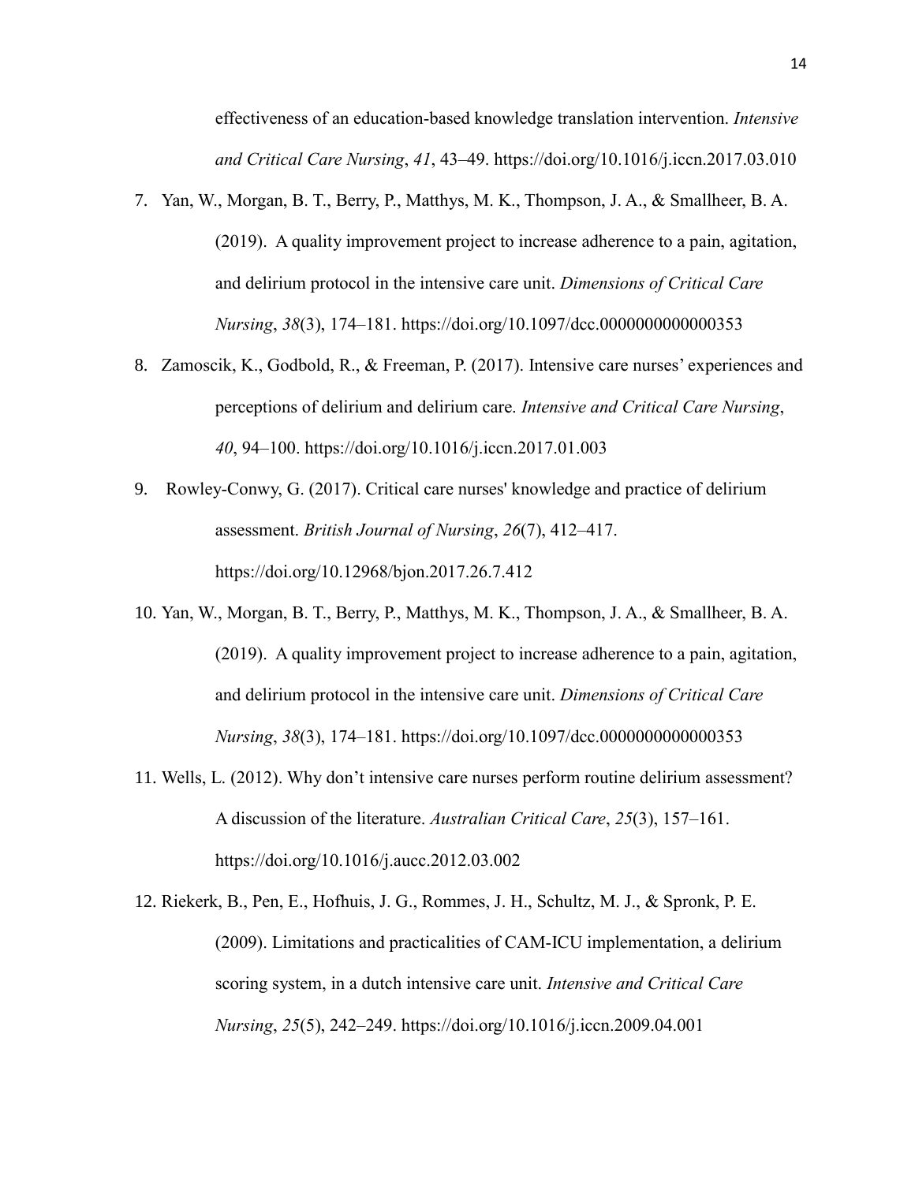effectiveness of an education-based knowledge translation intervention. *Intensive and Critical Care Nursing*, *41*, 43–49. https://doi.org/10.1016/j.iccn.2017.03.010

7. Yan, W., Morgan, B. T., Berry, P., Matthys, M. K., Thompson, J. A., & Smallheer, B. A. (2019). A quality improvement project to increase adherence to a pain, agitation, and delirium protocol in the intensive care unit. *Dimensions of Critical Care Nursing*, *38*(3), 174–181. https://doi.org/10.1097/dcc.0000000000000353
8. Zamoscik, K., Godbold, R., & Freeman, P. (2017). Intensive care nurses' experiences and perceptions of delirium and delirium care. *Intensive and Critical Care Nursing*, *40*, 94–100. https://doi.org/10.1016/j.iccn.2017.01.003
9. Rowley-Conwy, G. (2017). Critical care nurses' knowledge and practice of delirium assessment. *British Journal of Nursing*, *26*(7), 412–417. https://doi.org/10.12968/bjon.2017.26.7.412
10. Yan, W., Morgan, B. T., Berry, P., Matthys, M. K., Thompson, J. A., & Smallheer, B. A. (2019). A quality improvement project to increase adherence to a pain, agitation, and delirium protocol in the intensive care unit. *Dimensions of Critical Care Nursing*, *38*(3), 174–181. https://doi.org/10.1097/dcc.0000000000000353
11. Wells, L. (2012). Why don't intensive care nurses perform routine delirium assessment? A discussion of the literature. *Australian Critical Care*, *25*(3), 157–161. https://doi.org/10.1016/j.aucc.2012.03.002
12. Riekerk, B., Pen, E., Hofhuis, J. G., Rommes, J. H., Schultz, M. J., & Spronk, P. E. (2009). Limitations and practicalities of CAM-ICU implementation, a delirium scoring system, in a dutch intensive care unit. *Intensive and Critical Care Nursing*, *25*(5), 242–249. https://doi.org/10.1016/j.iccn.2009.04.001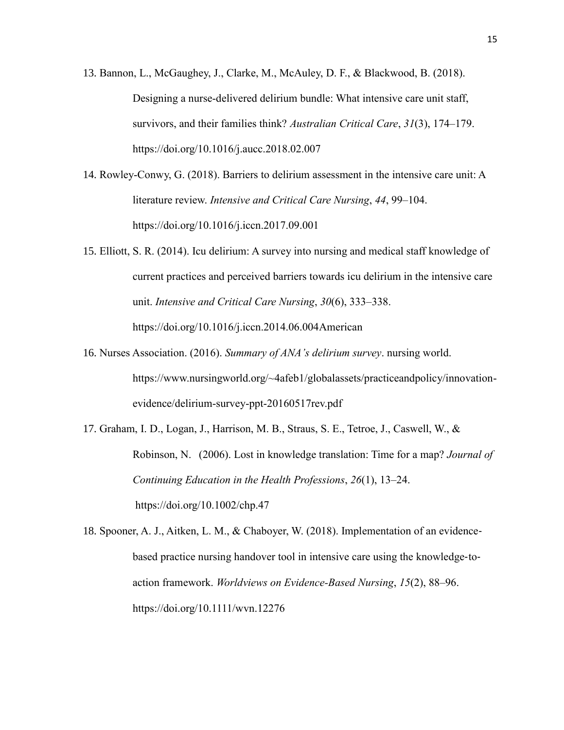13. Bannon, L., McGaughey, J., Clarke, M., McAuley, D. F., & Blackwood, B. (2018). Designing a nurse-delivered delirium bundle: What intensive care unit staff, survivors, and their families think? *Australian Critical Care*, *31*(3), 174–179. https://doi.org/10.1016/j.aucc.2018.02.007

14. Rowley-Conwy, G. (2018). Barriers to delirium assessment in the intensive care unit: A literature review. *Intensive and Critical Care Nursing*, *44*, 99–104. https://doi.org/10.1016/j.iccn.2017.09.001

15. Elliott, S. R. (2014). Icu delirium: A survey into nursing and medical staff knowledge of current practices and perceived barriers towards icu delirium in the intensive care unit. *Intensive and Critical Care Nursing*, *30*(6), 333–338. https://doi.org/10.1016/j.iccn.2014.06.004American

16. Nurses Association. (2016). *Summary of ANA's delirium survey*. nursing world. https://www.nursingworld.org/~4afeb1/globalassets/practiceandpolicy/innovation-evidence/delirium-survey-ppt-20160517rev.pdf

17. Graham, I. D., Logan, J., Harrison, M. B., Straus, S. E., Tetroe, J., Caswell, W., & Robinson, N. (2006). Lost in knowledge translation: Time for a map? *Journal of Continuing Education in the Health Professions*, *26*(1), 13–24. https://doi.org/10.1002/chp.47

18. Spooner, A. J., Aitken, L. M., & Chaboyer, W. (2018). Implementation of an evidence-based practice nursing handover tool in intensive care using the knowledge-to-action framework. *Worldviews on Evidence-Based Nursing*, *15*(2), 88–96. https://doi.org/10.1111/wvn.12276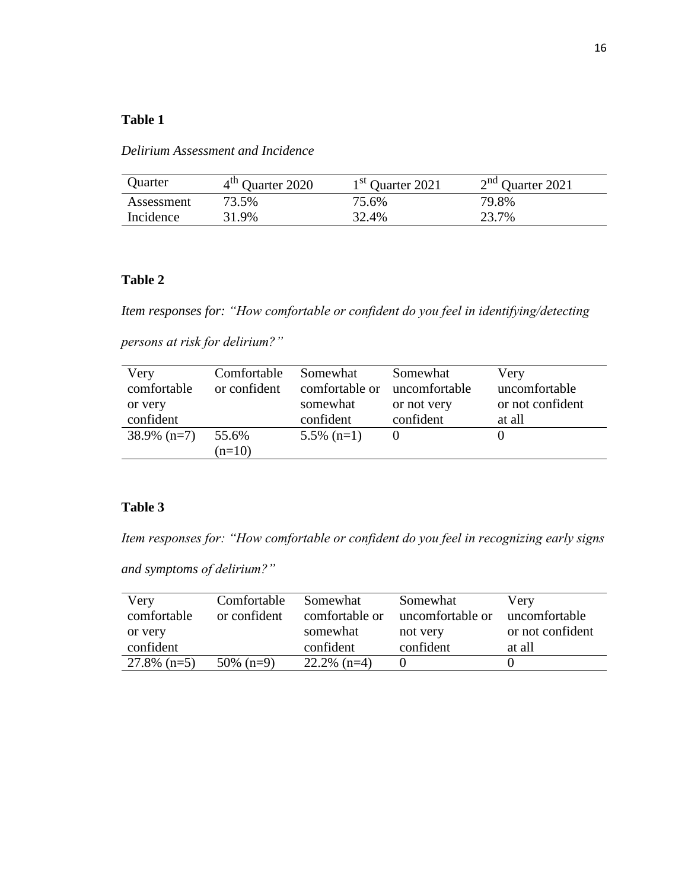**Table 1**

*Delirium Assessment and Incidence*

| Quarter | $4^{th}$ Quarter 2020 | $1^{st}$ Quarter 2021 | $2^{nd}$ Quarter 2021 |
|---|---|---|---|
| Assessment | 73.5% | 75.6% | 79.8% |
| Incidence | 31.9% | 32.4% | 23.7% |

**Table 2**

*Item responses for: "How comfortable or confident do you feel in identifying/detecting persons at risk for delirium?"*

| Very comfortable or very confident | Comfortable or confident | Somewhat comfortable or somewhat confident | Somewhat uncomfortable or not very confident | Very uncomfortable or not confident at all |
|---|---|---|---|---|
| 38.9% (n=7) | 55.6% (n=10) | 5.5% (n=1) | 0 | 0 |

**Table 3**

*Item responses for: "How comfortable or confident do you feel in recognizing early signs and symptoms of delirium?"*

| Very comfortable or very confident | Comfortable or confident | Somewhat comfortable or somewhat confident | Somewhat uncomfortable or not very confident | Very uncomfortable or not confident at all |
|---|---|---|---|---|
| 27.8% (n=5) | 50% (n=9) | 22.2% (n=4) | 0 | 0 |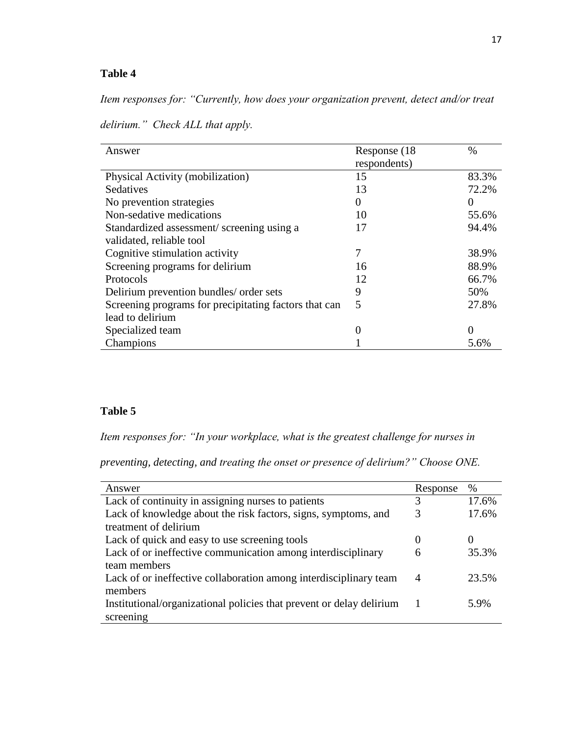**Table 4**

*Item responses for: "Currently, how does your organization prevent, detect and/or treat delirium." Check ALL that apply.*

| Answer | Response (18 respondents) | % |
|---|---|---|
| Physical Activity (mobilization) | 15 | 83.3% |
| Sedatives | 13 | 72.2% |
| No prevention strategies | 0 | 0 |
| Non-sedative medications | 10 | 55.6% |
| Standardized assessment/ screening using a validated, reliable tool | 17 | 94.4% |
| Cognitive stimulation activity | 7 | 38.9% |
| Screening programs for delirium | 16 | 88.9% |
| Protocols | 12 | 66.7% |
| Delirium prevention bundles/ order sets | 9 | 50% |
| Screening programs for precipitating factors that can lead to delirium | 5 | 27.8% |
| Specialized team | 0 | 0 |
| Champions | 1 | 5.6% |

**Table 5**

*Item responses for: "In your workplace, what is the greatest challenge for nurses in preventing, detecting, and treating the onset or presence of delirium?" Choose ONE.*

| Answer | Response | % |
|---|---|---|
| Lack of continuity in assigning nurses to patients | 3 | 17.6% |
| Lack of knowledge about the risk factors, signs, symptoms, and treatment of delirium | 3 | 17.6% |
| Lack of quick and easy to use screening tools | 0 | 0 |
| Lack of or ineffective communication among interdisciplinary team members | 6 | 35.3% |
| Lack of or ineffective collaboration among interdisciplinary team members | 4 | 23.5% |
| Institutional/organizational policies that prevent or delay delirium screening | 1 | 5.9% |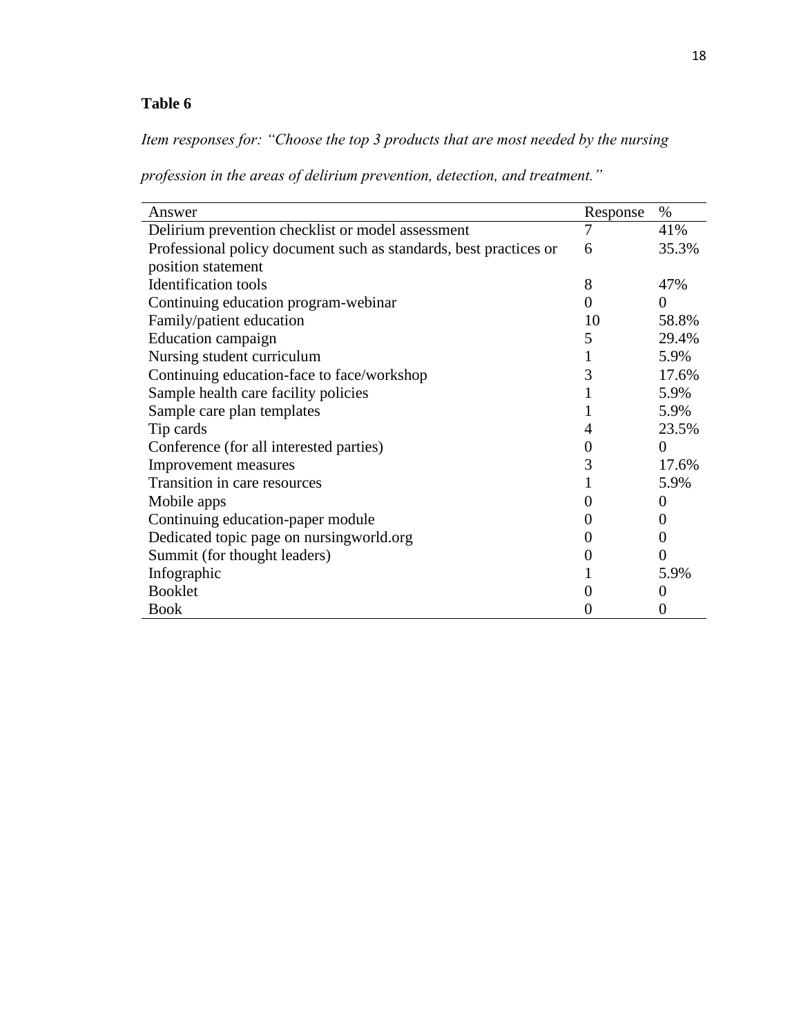**Table 6**

*Item responses for: "Choose the top 3 products that are most needed by the nursing profession in the areas of delirium prevention, detection, and treatment."*

| Answer | Response | % |
|---|---|---|
| Delirium prevention checklist or model assessment | 7 | 41% |
| Professional policy document such as standards, best practices or position statement | 6 | 35.3% |
| Identification tools | 8 | 47% |
| Continuing education program-webinar | 0 | 0 |
| Family/patient education | 10 | 58.8% |
| Education campaign | 5 | 29.4% |
| Nursing student curriculum | 1 | 5.9% |
| Continuing education-face to face/workshop | 3 | 17.6% |
| Sample health care facility policies | 1 | 5.9% |
| Sample care plan templates | 1 | 5.9% |
| Tip cards | 4 | 23.5% |
| Conference (for all interested parties) | 0 | 0 |
| Improvement measures | 3 | 17.6% |
| Transition in care resources | 1 | 5.9% |
| Mobile apps | 0 | 0 |
| Continuing education-paper module | 0 | 0 |
| Dedicated topic page on nursingworld.org | 0 | 0 |
| Summit (for thought leaders) | 0 | 0 |
| Infographic | 1 | 5.9% |
| Booklet | 0 | 0 |
| Book | 0 | 0 |